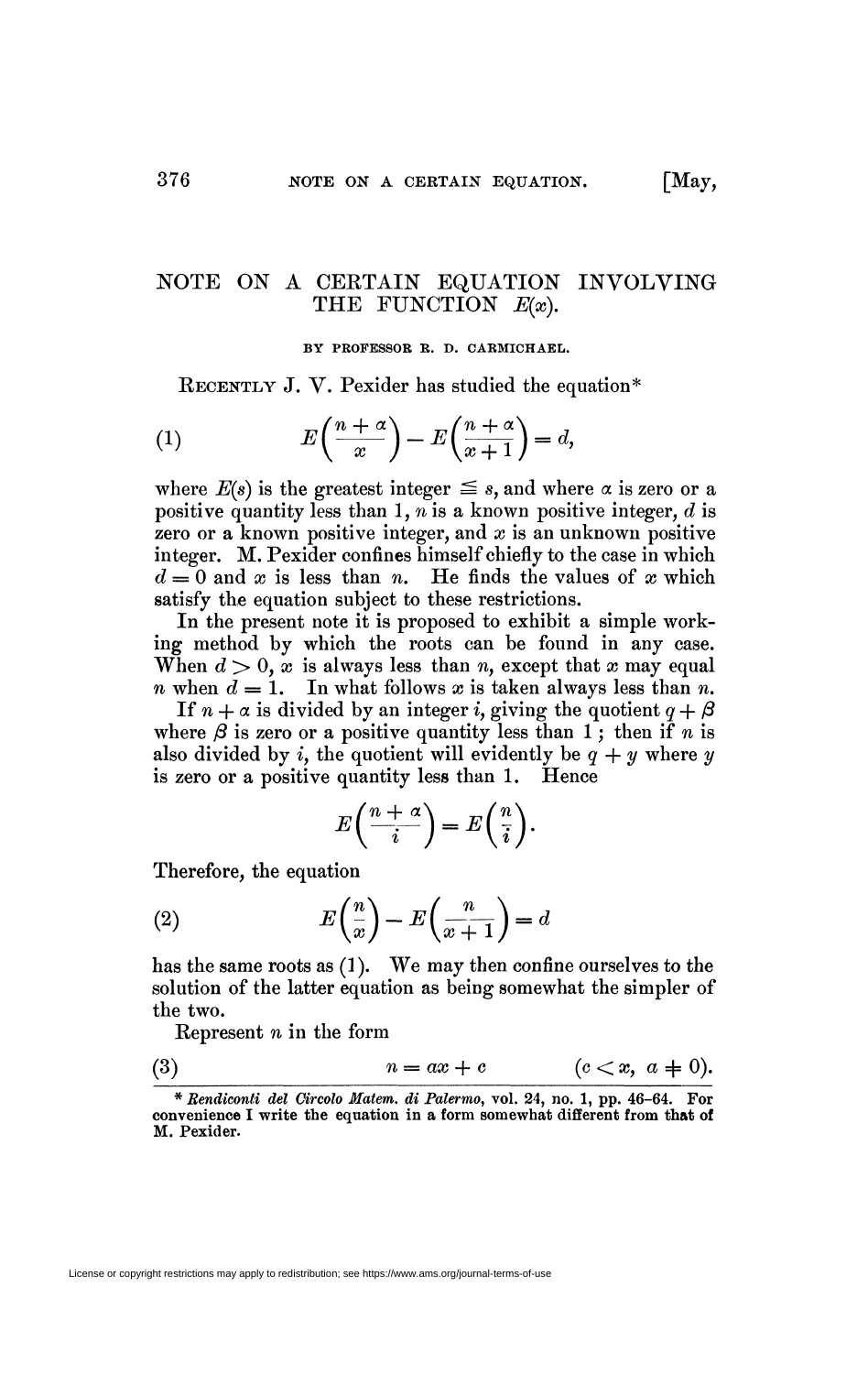# NOTE ON A CERTAIN EQUATION INVOLVING THE FUNCTION $E(x)$.

BY PROFESSOR R. D. CARMICHAEL.

RECENTLY J. V. Pexider has studied the equation*

$$(1) \qquad E\left(\frac{n+\alpha}{x}\right) - E\left(\frac{n+\alpha}{x+1}\right) = d,$$

where $E(s)$ is the greatest integer $\leqq s$, and where $\alpha$ is zero or a positive quantity less than 1, $n$ is a known positive integer, $d$ is zero or a known positive integer, and $x$ is an unknown positive integer. M. Pexider confines himself chiefly to the case in which $d = 0$ and $x$ is less than $n$. He finds the values of $x$ which satisfy the equation subject to these restrictions.

In the present note it is proposed to exhibit a simple working method by which the roots can be found in any case. When $d > 0$, $x$ is always less than $n$, except that $x$ may equal $n$ when $d = 1$. In what follows $x$ is taken always less than $n$.

If $n + \alpha$ is divided by an integer $i$, giving the quotient $q + \beta$ where $\beta$ is zero or a positive quantity less than 1; then if $n$ is also divided by $i$, the quotient will evidently be $q + y$ where $y$ is zero or a positive quantity less than 1. Hence

$$E\left(\frac{n+\alpha}{i}\right) = E\left(\frac{n}{i}\right).$$

Therefore, the equation

$$(2) \qquad E\left(\frac{n}{x}\right) - E\left(\frac{n}{x+1}\right) = d$$

has the same roots as (1). We may then confine ourselves to the solution of the latter equation as being somewhat the simpler of the two.

Represent $n$ in the form

$$(3) \qquad n = ax + c \qquad (c < x,\ a \neq 0).$$

* *Rendiconti del Circolo Matem. di Palermo*, vol. 24, no. 1, pp. 46–64. For convenience I write the equation in a form somewhat different from that of M. Pexider.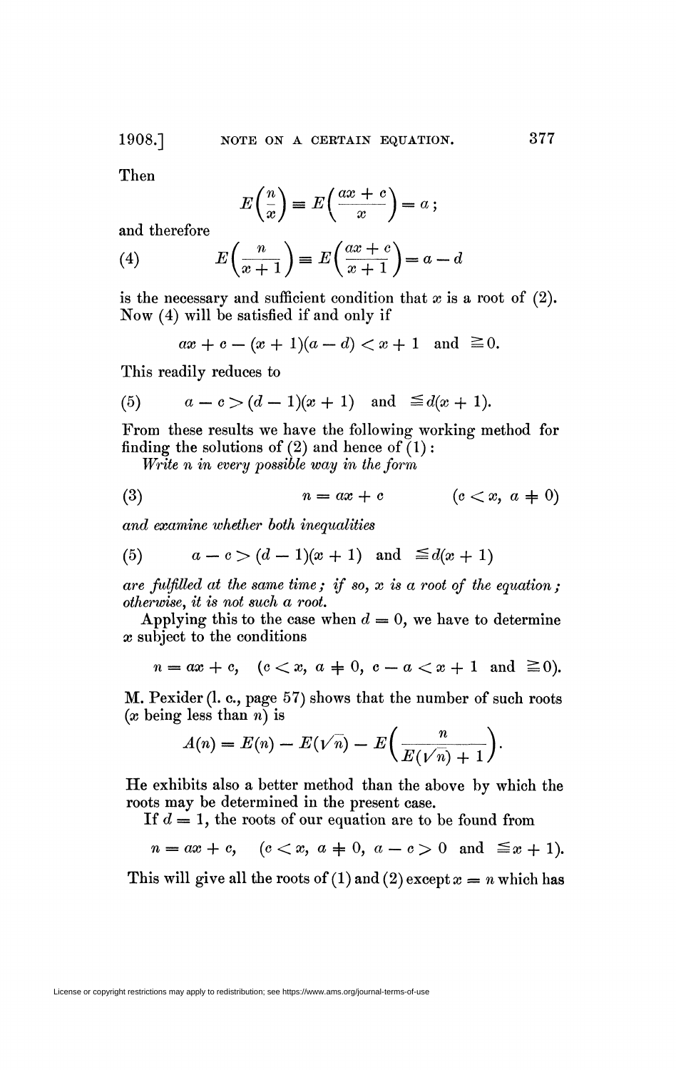Then

$$E\left(\frac{n}{x}\right) \equiv E\left(\frac{ax + c}{x}\right) = a;$$

and therefore

$$(4) \qquad E\left(\frac{n}{x+1}\right) \equiv E\left(\frac{ax + c}{x+1}\right) = a - d$$

is the necessary and sufficient condition that $x$ is a root of (2). Now (4) will be satisfied if and only if

$$ax + c - (x + 1)(a - d) < x + 1 \quad \text{and} \quad \geqq 0.$$

This readily reduces to

$$(5) \qquad a - c > (d - 1)(x + 1) \quad \text{and} \quad \leqq d(x + 1).$$

From these results we have the following working method for finding the solutions of (2) and hence of (1):

*Write $n$ in every possible way in the form*

$$(3) \qquad n = ax + c \qquad (c < x, \; a \neq 0)$$

*and examine whether both inequalities*

$$(5) \qquad a - c > (d - 1)(x + 1) \quad \text{and} \quad \leqq d(x + 1)$$

*are fulfilled at the same time; if so, $x$ is a root of the equation; otherwise, it is not such a root.*

Applying this to the case when $d = 0$, we have to determine $x$ subject to the conditions

$$n = ax + c, \quad (c < x, \; a \neq 0, \; c - a < x + 1 \text{ and } \geqq 0).$$

M. Pexider (l. c., page 57) shows that the number of such roots ($x$ being less than $n$) is

$$A(n) = E(n) - E(\sqrt{n}) - E\left(\frac{n}{E(\sqrt{n}) + 1}\right).$$

He exhibits also a better method than the above by which the roots may be determined in the present case.

If $d = 1$, the roots of our equation are to be found from

$$n = ax + c, \quad (c < x, \; a \neq 0, \; a - c > 0 \text{ and } \leqq x + 1).$$

This will give all the roots of (1) and (2) except $x = n$ which has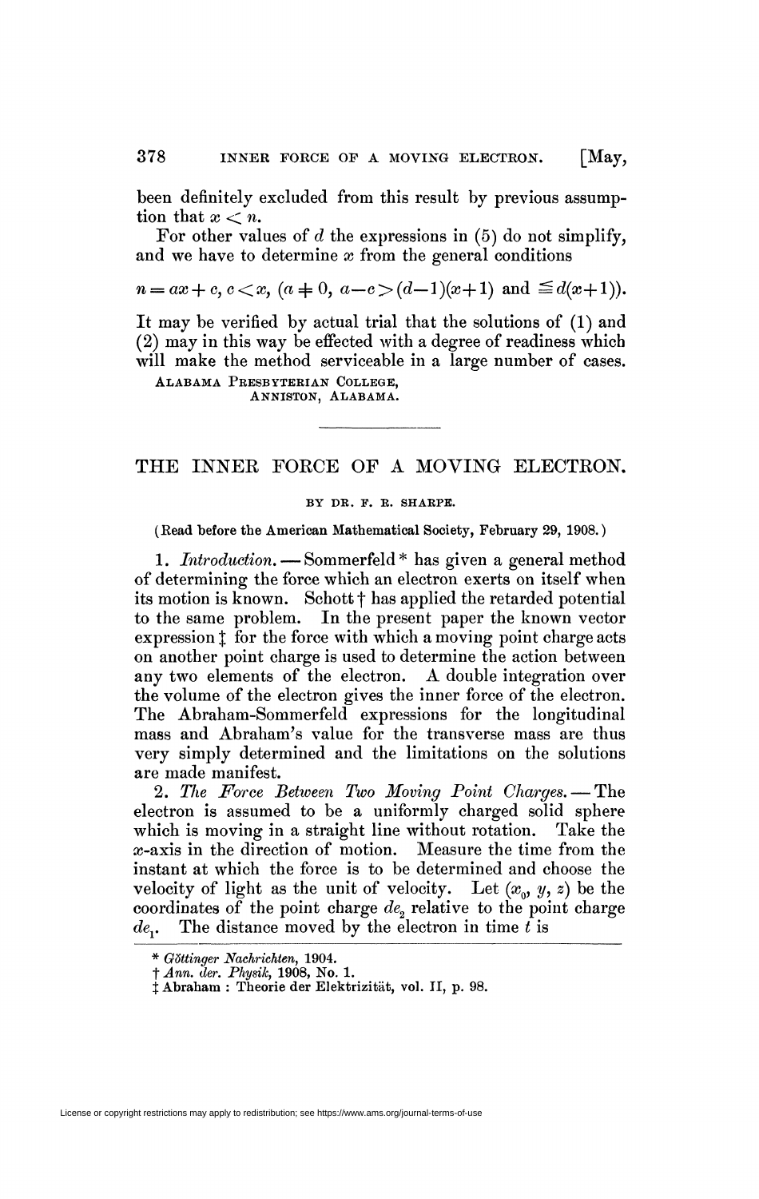been definitely excluded from this result by previous assumption that $x < n$.

For other values of $d$ the expressions in (5) do not simplify, and we have to determine $x$ from the general conditions

$$n = ax + c,\ c < x,\ (a \neq 0,\ a - c > (d-1)(x+1) \text{ and } \leqq d(x+1)).$$

It may be verified by actual trial that the solutions of (1) and (2) may in this way be effected with a degree of readiness which will make the method serviceable in a large number of cases.

ALABAMA PRESBYTERIAN COLLEGE,
ANNISTON, ALABAMA.

---

# THE INNER FORCE OF A MOVING ELECTRON.

BY DR. F. R. SHARPE.

(Read before the American Mathematical Society, February 29, 1908.)

1. *Introduction.* — Sommerfeld* has given a general method of determining the force which an electron exerts on itself when its motion is known. Schott† has applied the retarded potential to the same problem. In the present paper the known vector expression‡ for the force with which a moving point charge acts on another point charge is used to determine the action between any two elements of the electron. A double integration over the volume of the electron gives the inner force of the electron. The Abraham-Sommerfeld expressions for the longitudinal mass and Abraham's value for the transverse mass are thus very simply determined and the limitations on the solutions are made manifest.

2. *The Force Between Two Moving Point Charges.* — The electron is assumed to be a uniformly charged solid sphere which is moving in a straight line without rotation. Take the $x$-axis in the direction of motion. Measure the time from the instant at which the force is to be determined and choose the velocity of light as the unit of velocity. Let $(x_0, y, z)$ be the coordinates of the point charge $de_2$ relative to the point charge $de_1$. The distance moved by the electron in time $t$ is

---

\* *Göttinger Nachrichten*, 1904.

† *Ann. der. Physik*, 1908, No. 1.

‡ Abraham : Theorie der Elektrizität, vol. II, p. 98.